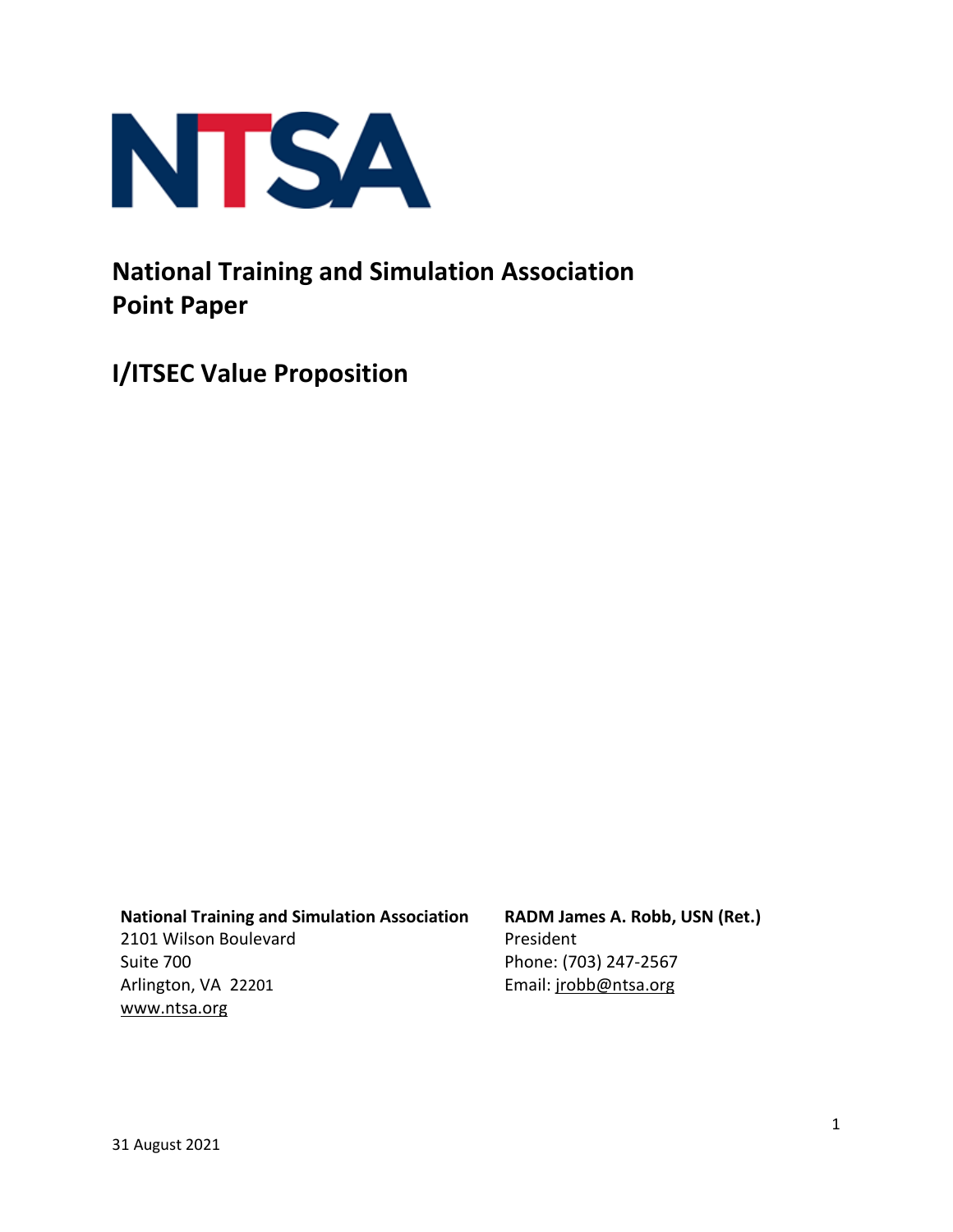NTSA

# National Training and Simulation Association Point Paper

# I/ITSEC Value Proposition

**National Training and Simulation Association**
2101 Wilson Boulevard
Suite 700
Arlington, VA 22201
www.ntsa.org

**RADM James A. Robb, USN (Ret.)**
President
Phone: (703) 247-2567
Email: jrobb@ntsa.org

31 August 2021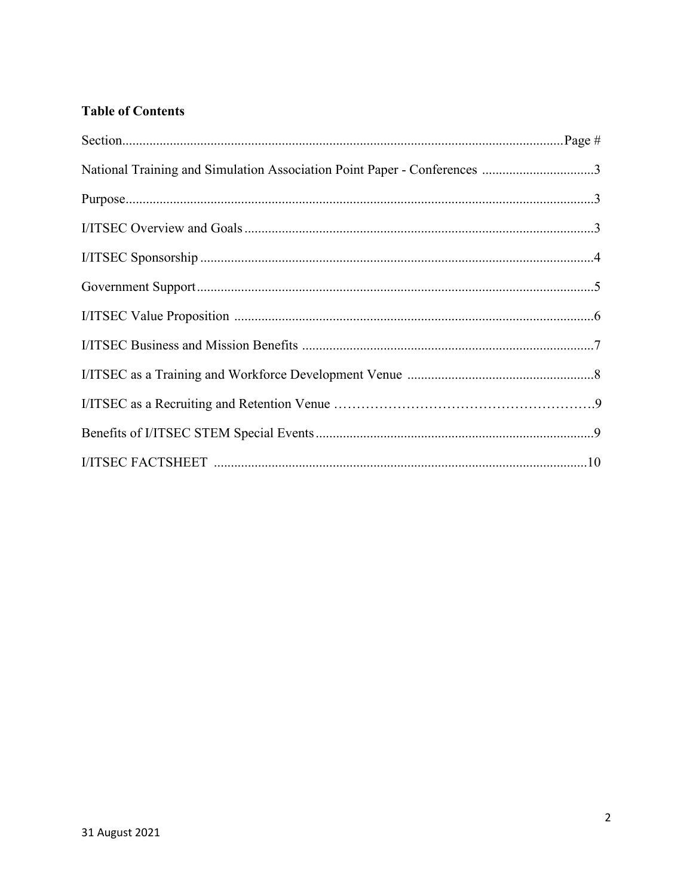## Table of Contents

| Section | Page # |
|---|---|
| National Training and Simulation Association Point Paper - Conferences | 3 |
| Purpose | 3 |
| I/ITSEC Overview and Goals | 3 |
| I/ITSEC Sponsorship | 4 |
| Government Support | 5 |
| I/ITSEC Value Proposition | 6 |
| I/ITSEC Business and Mission Benefits | 7 |
| I/ITSEC as a Training and Workforce Development Venue | 8 |
| I/ITSEC as a Recruiting and Retention Venue | 9 |
| Benefits of I/ITSEC STEM Special Events | 9 |
| I/ITSEC FACTSHEET | 10 |

31 August 2021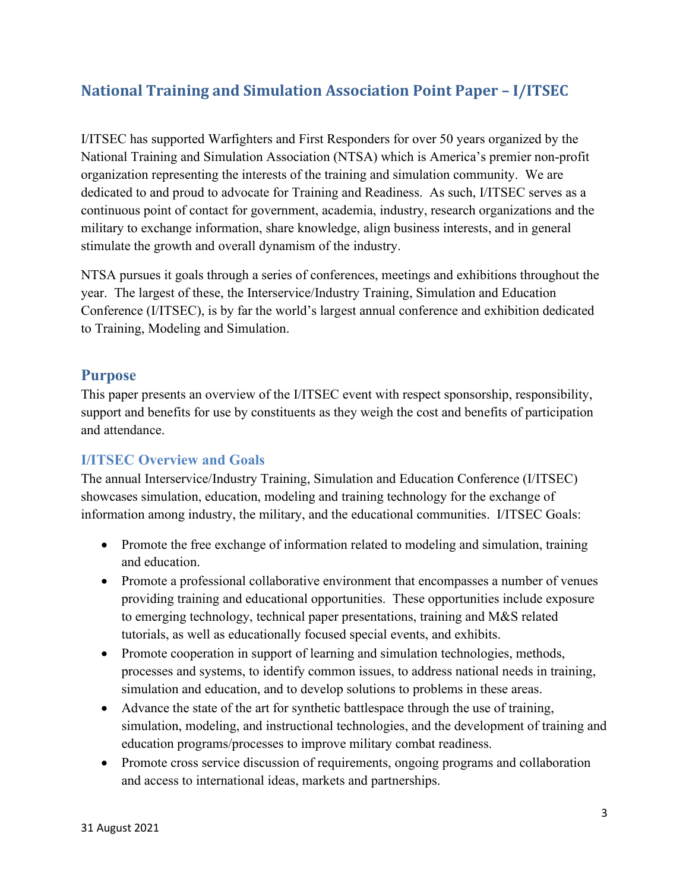## National Training and Simulation Association Point Paper – I/ITSEC

I/ITSEC has supported Warfighters and First Responders for over 50 years organized by the National Training and Simulation Association (NTSA) which is America's premier non-profit organization representing the interests of the training and simulation community. We are dedicated to and proud to advocate for Training and Readiness. As such, I/ITSEC serves as a continuous point of contact for government, academia, industry, research organizations and the military to exchange information, share knowledge, align business interests, and in general stimulate the growth and overall dynamism of the industry.

NTSA pursues it goals through a series of conferences, meetings and exhibitions throughout the year. The largest of these, the Interservice/Industry Training, Simulation and Education Conference (I/ITSEC), is by far the world's largest annual conference and exhibition dedicated to Training, Modeling and Simulation.

## Purpose

This paper presents an overview of the I/ITSEC event with respect sponsorship, responsibility, support and benefits for use by constituents as they weigh the cost and benefits of participation and attendance.

### I/ITSEC Overview and Goals

The annual Interservice/Industry Training, Simulation and Education Conference (I/ITSEC) showcases simulation, education, modeling and training technology for the exchange of information among industry, the military, and the educational communities. I/ITSEC Goals:

- Promote the free exchange of information related to modeling and simulation, training and education.
- Promote a professional collaborative environment that encompasses a number of venues providing training and educational opportunities. These opportunities include exposure to emerging technology, technical paper presentations, training and M&S related tutorials, as well as educationally focused special events, and exhibits.
- Promote cooperation in support of learning and simulation technologies, methods, processes and systems, to identify common issues, to address national needs in training, simulation and education, and to develop solutions to problems in these areas.
- Advance the state of the art for synthetic battlespace through the use of training, simulation, modeling, and instructional technologies, and the development of training and education programs/processes to improve military combat readiness.
- Promote cross service discussion of requirements, ongoing programs and collaboration and access to international ideas, markets and partnerships.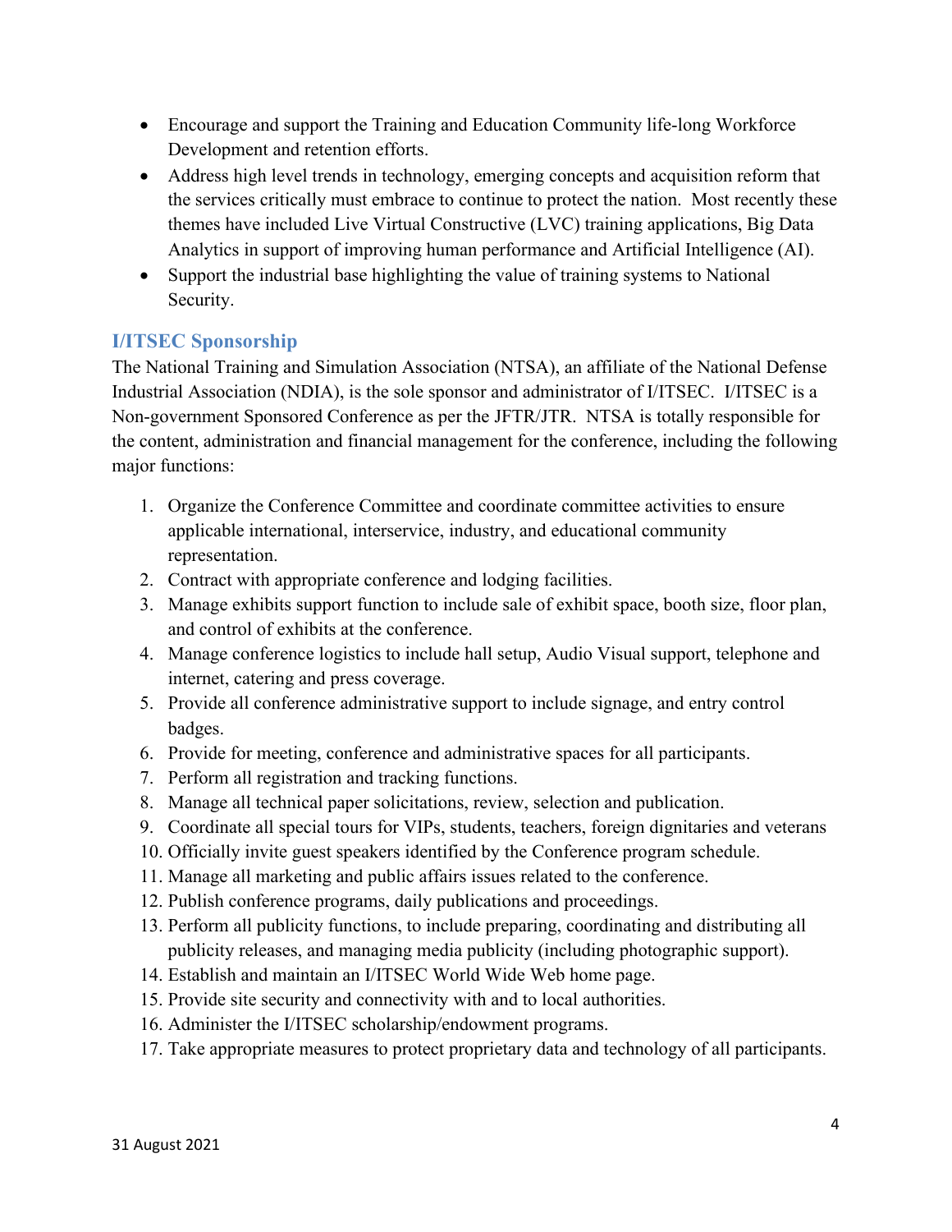- Encourage and support the Training and Education Community life-long Workforce Development and retention efforts.
- Address high level trends in technology, emerging concepts and acquisition reform that the services critically must embrace to continue to protect the nation. Most recently these themes have included Live Virtual Constructive (LVC) training applications, Big Data Analytics in support of improving human performance and Artificial Intelligence (AI).
- Support the industrial base highlighting the value of training systems to National Security.

## I/ITSEC Sponsorship

The National Training and Simulation Association (NTSA), an affiliate of the National Defense Industrial Association (NDIA), is the sole sponsor and administrator of I/ITSEC. I/ITSEC is a Non-government Sponsored Conference as per the JFTR/JTR. NTSA is totally responsible for the content, administration and financial management for the conference, including the following major functions:

1. Organize the Conference Committee and coordinate committee activities to ensure applicable international, interservice, industry, and educational community representation.
2. Contract with appropriate conference and lodging facilities.
3. Manage exhibits support function to include sale of exhibit space, booth size, floor plan, and control of exhibits at the conference.
4. Manage conference logistics to include hall setup, Audio Visual support, telephone and internet, catering and press coverage.
5. Provide all conference administrative support to include signage, and entry control badges.
6. Provide for meeting, conference and administrative spaces for all participants.
7. Perform all registration and tracking functions.
8. Manage all technical paper solicitations, review, selection and publication.
9. Coordinate all special tours for VIPs, students, teachers, foreign dignitaries and veterans
10. Officially invite guest speakers identified by the Conference program schedule.
11. Manage all marketing and public affairs issues related to the conference.
12. Publish conference programs, daily publications and proceedings.
13. Perform all publicity functions, to include preparing, coordinating and distributing all publicity releases, and managing media publicity (including photographic support).
14. Establish and maintain an I/ITSEC World Wide Web home page.
15. Provide site security and connectivity with and to local authorities.
16. Administer the I/ITSEC scholarship/endowment programs.
17. Take appropriate measures to protect proprietary data and technology of all participants.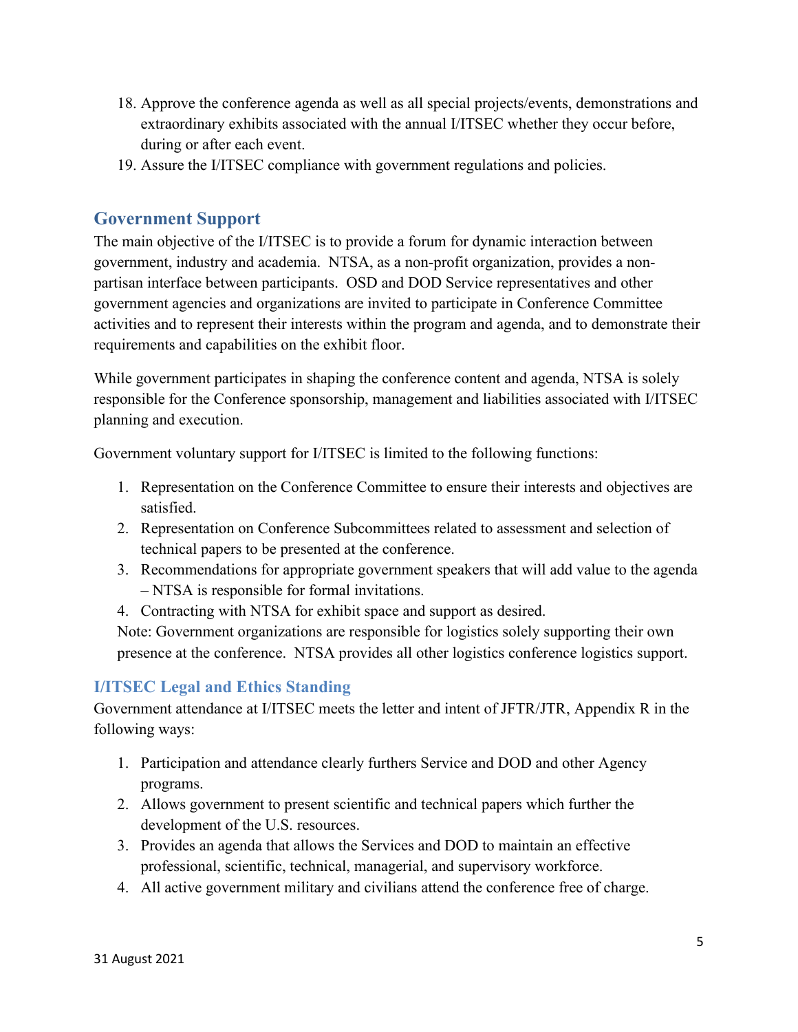18. Approve the conference agenda as well as all special projects/events, demonstrations and extraordinary exhibits associated with the annual I/ITSEC whether they occur before, during or after each event.
19. Assure the I/ITSEC compliance with government regulations and policies.

## Government Support

The main objective of the I/ITSEC is to provide a forum for dynamic interaction between government, industry and academia. NTSA, as a non-profit organization, provides a non-partisan interface between participants. OSD and DOD Service representatives and other government agencies and organizations are invited to participate in Conference Committee activities and to represent their interests within the program and agenda, and to demonstrate their requirements and capabilities on the exhibit floor.

While government participates in shaping the conference content and agenda, NTSA is solely responsible for the Conference sponsorship, management and liabilities associated with I/ITSEC planning and execution.

Government voluntary support for I/ITSEC is limited to the following functions:

1. Representation on the Conference Committee to ensure their interests and objectives are satisfied.
2. Representation on Conference Subcommittees related to assessment and selection of technical papers to be presented at the conference.
3. Recommendations for appropriate government speakers that will add value to the agenda – NTSA is responsible for formal invitations.
4. Contracting with NTSA for exhibit space and support as desired.

Note: Government organizations are responsible for logistics solely supporting their own presence at the conference. NTSA provides all other logistics conference logistics support.

### I/ITSEC Legal and Ethics Standing

Government attendance at I/ITSEC meets the letter and intent of JFTR/JTR, Appendix R in the following ways:

1. Participation and attendance clearly furthers Service and DOD and other Agency programs.
2. Allows government to present scientific and technical papers which further the development of the U.S. resources.
3. Provides an agenda that allows the Services and DOD to maintain an effective professional, scientific, technical, managerial, and supervisory workforce.
4. All active government military and civilians attend the conference free of charge.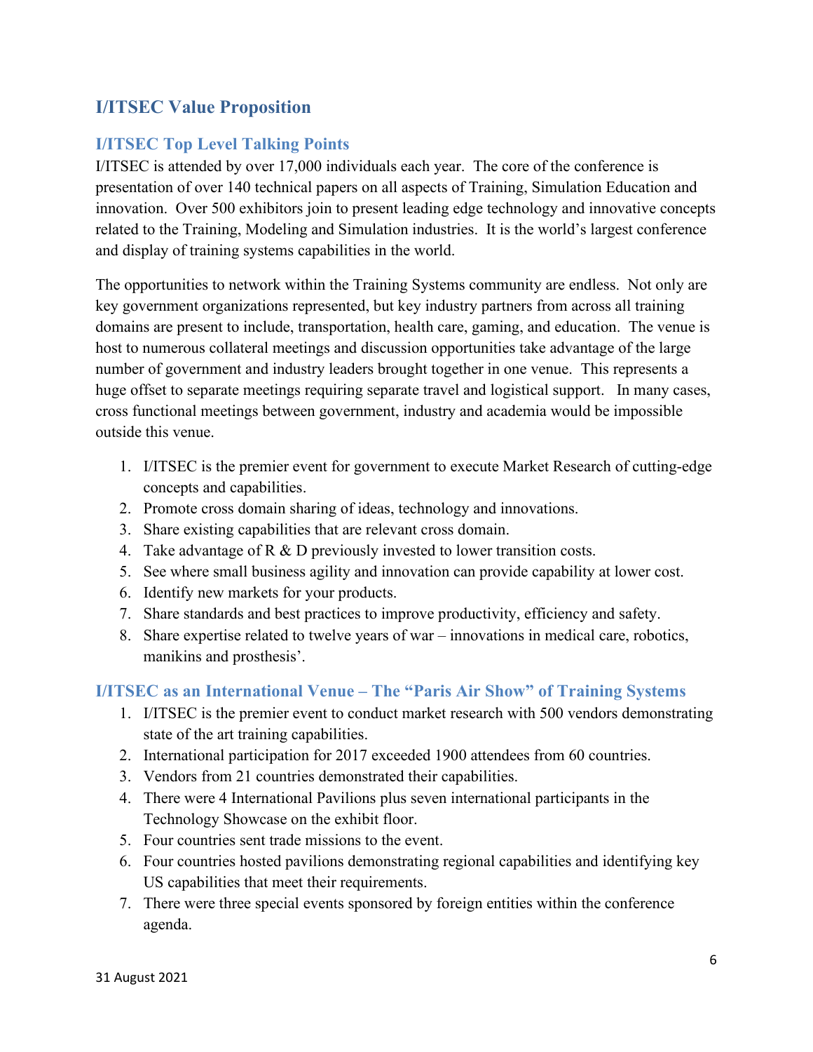## I/ITSEC Value Proposition

### I/ITSEC Top Level Talking Points

I/ITSEC is attended by over 17,000 individuals each year. The core of the conference is presentation of over 140 technical papers on all aspects of Training, Simulation Education and innovation. Over 500 exhibitors join to present leading edge technology and innovative concepts related to the Training, Modeling and Simulation industries. It is the world's largest conference and display of training systems capabilities in the world.

The opportunities to network within the Training Systems community are endless. Not only are key government organizations represented, but key industry partners from across all training domains are present to include, transportation, health care, gaming, and education. The venue is host to numerous collateral meetings and discussion opportunities take advantage of the large number of government and industry leaders brought together in one venue. This represents a huge offset to separate meetings requiring separate travel and logistical support. In many cases, cross functional meetings between government, industry and academia would be impossible outside this venue.

1. I/ITSEC is the premier event for government to execute Market Research of cutting-edge concepts and capabilities.
2. Promote cross domain sharing of ideas, technology and innovations.
3. Share existing capabilities that are relevant cross domain.
4. Take advantage of R & D previously invested to lower transition costs.
5. See where small business agility and innovation can provide capability at lower cost.
6. Identify new markets for your products.
7. Share standards and best practices to improve productivity, efficiency and safety.
8. Share expertise related to twelve years of war – innovations in medical care, robotics, manikins and prosthesis'.

### I/ITSEC as an International Venue – The "Paris Air Show" of Training Systems

1. I/ITSEC is the premier event to conduct market research with 500 vendors demonstrating state of the art training capabilities.
2. International participation for 2017 exceeded 1900 attendees from 60 countries.
3. Vendors from 21 countries demonstrated their capabilities.
4. There were 4 International Pavilions plus seven international participants in the Technology Showcase on the exhibit floor.
5. Four countries sent trade missions to the event.
6. Four countries hosted pavilions demonstrating regional capabilities and identifying key US capabilities that meet their requirements.
7. There were three special events sponsored by foreign entities within the conference agenda.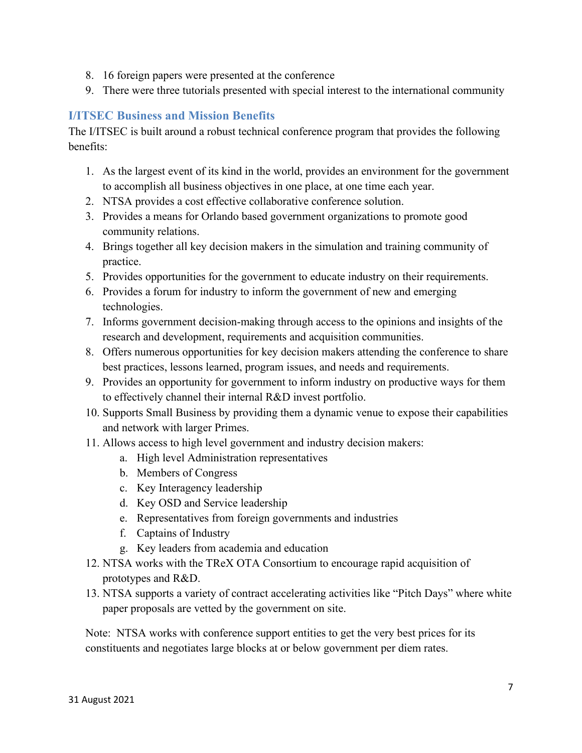8. 16 foreign papers were presented at the conference
9. There were three tutorials presented with special interest to the international community

## I/ITSEC Business and Mission Benefits

The I/ITSEC is built around a robust technical conference program that provides the following benefits:

1. As the largest event of its kind in the world, provides an environment for the government to accomplish all business objectives in one place, at one time each year.
2. NTSA provides a cost effective collaborative conference solution.
3. Provides a means for Orlando based government organizations to promote good community relations.
4. Brings together all key decision makers in the simulation and training community of practice.
5. Provides opportunities for the government to educate industry on their requirements.
6. Provides a forum for industry to inform the government of new and emerging technologies.
7. Informs government decision-making through access to the opinions and insights of the research and development, requirements and acquisition communities.
8. Offers numerous opportunities for key decision makers attending the conference to share best practices, lessons learned, program issues, and needs and requirements.
9. Provides an opportunity for government to inform industry on productive ways for them to effectively channel their internal R&D invest portfolio.
10. Supports Small Business by providing them a dynamic venue to expose their capabilities and network with larger Primes.
11. Allows access to high level government and industry decision makers:
    a. High level Administration representatives
    b. Members of Congress
    c. Key Interagency leadership
    d. Key OSD and Service leadership
    e. Representatives from foreign governments and industries
    f. Captains of Industry
    g. Key leaders from academia and education
12. NTSA works with the TReX OTA Consortium to encourage rapid acquisition of prototypes and R&D.
13. NTSA supports a variety of contract accelerating activities like "Pitch Days" where white paper proposals are vetted by the government on site.

Note: NTSA works with conference support entities to get the very best prices for its constituents and negotiates large blocks at or below government per diem rates.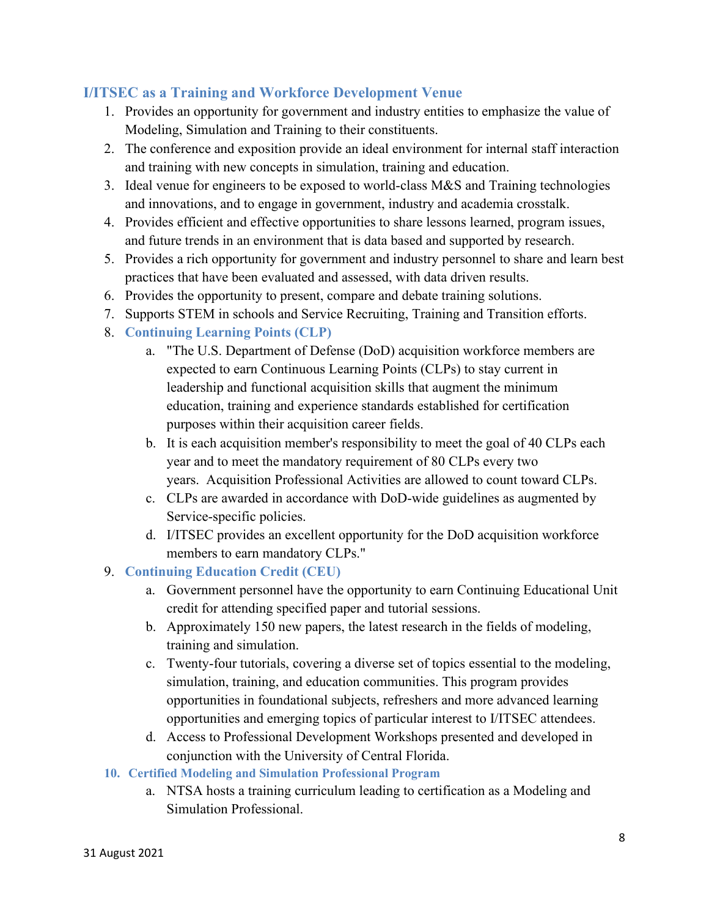## I/ITSEC as a Training and Workforce Development Venue

1. Provides an opportunity for government and industry entities to emphasize the value of Modeling, Simulation and Training to their constituents.
2. The conference and exposition provide an ideal environment for internal staff interaction and training with new concepts in simulation, training and education.
3. Ideal venue for engineers to be exposed to world-class M&S and Training technologies and innovations, and to engage in government, industry and academia crosstalk.
4. Provides efficient and effective opportunities to share lessons learned, program issues, and future trends in an environment that is data based and supported by research.
5. Provides a rich opportunity for government and industry personnel to share and learn best practices that have been evaluated and assessed, with data driven results.
6. Provides the opportunity to present, compare and debate training solutions.
7. Supports STEM in schools and Service Recruiting, Training and Transition efforts.
8. **Continuing Learning Points (CLP)**
    a. "The U.S. Department of Defense (DoD) acquisition workforce members are expected to earn Continuous Learning Points (CLPs) to stay current in leadership and functional acquisition skills that augment the minimum education, training and experience standards established for certification purposes within their acquisition career fields.
    b. It is each acquisition member's responsibility to meet the goal of 40 CLPs each year and to meet the mandatory requirement of 80 CLPs every two years. Acquisition Professional Activities are allowed to count toward CLPs.
    c. CLPs are awarded in accordance with DoD-wide guidelines as augmented by Service-specific policies.
    d. I/ITSEC provides an excellent opportunity for the DoD acquisition workforce members to earn mandatory CLPs."
9. **Continuing Education Credit (CEU)**
    a. Government personnel have the opportunity to earn Continuing Educational Unit credit for attending specified paper and tutorial sessions.
    b. Approximately 150 new papers, the latest research in the fields of modeling, training and simulation.
    c. Twenty-four tutorials, covering a diverse set of topics essential to the modeling, simulation, training, and education communities. This program provides opportunities in foundational subjects, refreshers and more advanced learning opportunities and emerging topics of particular interest to I/ITSEC attendees.
    d. Access to Professional Development Workshops presented and developed in conjunction with the University of Central Florida.
10. **Certified Modeling and Simulation Professional Program**
    a. NTSA hosts a training curriculum leading to certification as a Modeling and Simulation Professional.

31 August 2021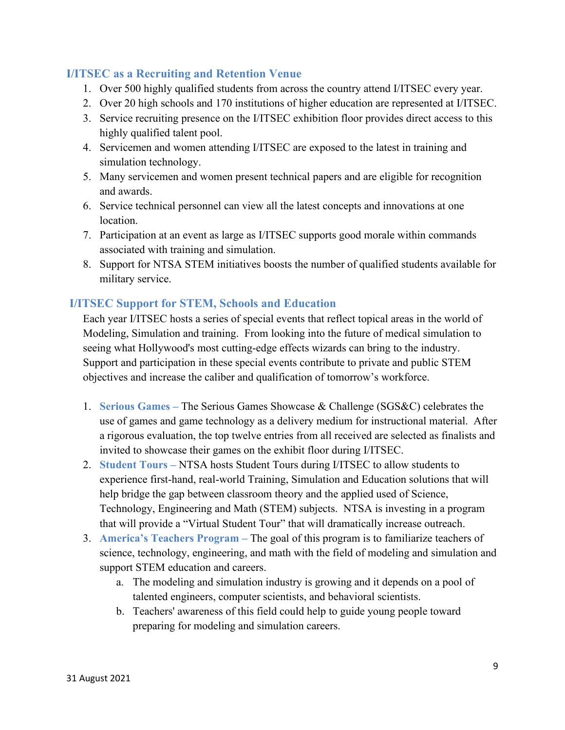## I/ITSEC as a Recruiting and Retention Venue

1. Over 500 highly qualified students from across the country attend I/ITSEC every year.
2. Over 20 high schools and 170 institutions of higher education are represented at I/ITSEC.
3. Service recruiting presence on the I/ITSEC exhibition floor provides direct access to this highly qualified talent pool.
4. Servicemen and women attending I/ITSEC are exposed to the latest in training and simulation technology.
5. Many servicemen and women present technical papers and are eligible for recognition and awards.
6. Service technical personnel can view all the latest concepts and innovations at one location.
7. Participation at an event as large as I/ITSEC supports good morale within commands associated with training and simulation.
8. Support for NTSA STEM initiatives boosts the number of qualified students available for military service.

## I/ITSEC Support for STEM, Schools and Education

Each year I/ITSEC hosts a series of special events that reflect topical areas in the world of Modeling, Simulation and training. From looking into the future of medical simulation to seeing what Hollywood's most cutting-edge effects wizards can bring to the industry. Support and participation in these special events contribute to private and public STEM objectives and increase the caliber and qualification of tomorrow's workforce.

1. **Serious Games –** The Serious Games Showcase & Challenge (SGS&C) celebrates the use of games and game technology as a delivery medium for instructional material. After a rigorous evaluation, the top twelve entries from all received are selected as finalists and invited to showcase their games on the exhibit floor during I/ITSEC.
2. **Student Tours –** NTSA hosts Student Tours during I/ITSEC to allow students to experience first-hand, real-world Training, Simulation and Education solutions that will help bridge the gap between classroom theory and the applied used of Science, Technology, Engineering and Math (STEM) subjects. NTSA is investing in a program that will provide a "Virtual Student Tour" that will dramatically increase outreach.
3. **America's Teachers Program –** The goal of this program is to familiarize teachers of science, technology, engineering, and math with the field of modeling and simulation and support STEM education and careers.
   a. The modeling and simulation industry is growing and it depends on a pool of talented engineers, computer scientists, and behavioral scientists.
   b. Teachers' awareness of this field could help to guide young people toward preparing for modeling and simulation careers.

31 August 2021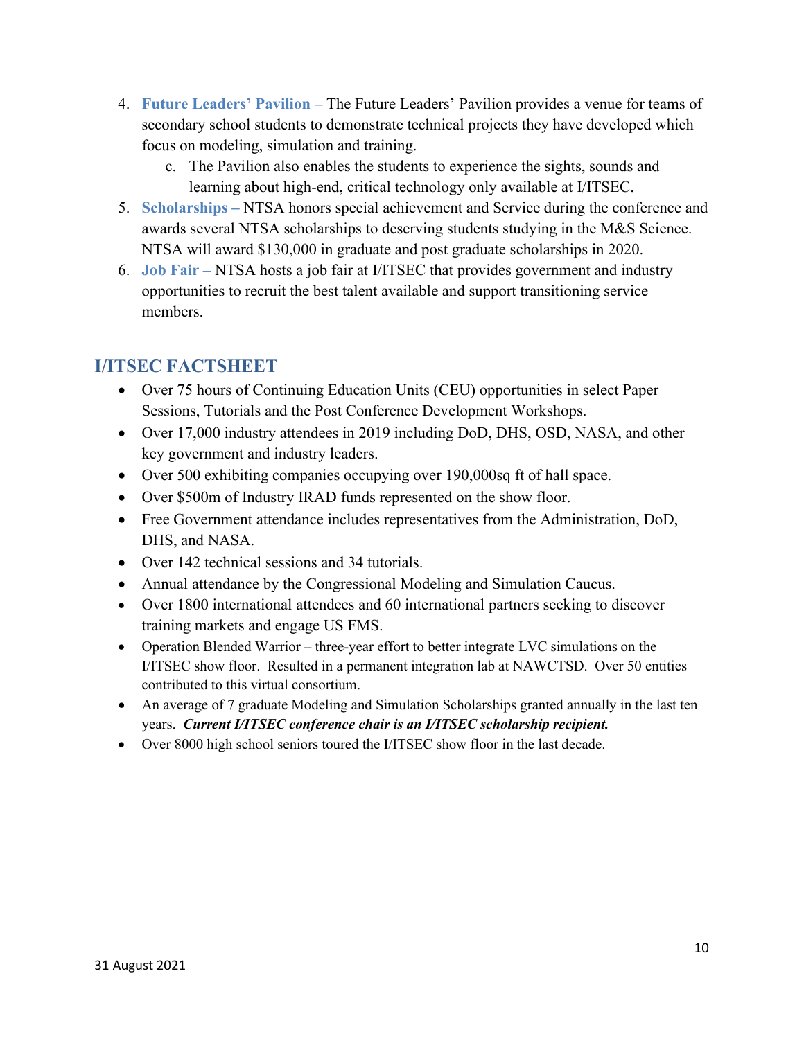4. **Future Leaders' Pavilion –** The Future Leaders' Pavilion provides a venue for teams of secondary school students to demonstrate technical projects they have developed which focus on modeling, simulation and training.
    c. The Pavilion also enables the students to experience the sights, sounds and learning about high-end, critical technology only available at I/ITSEC.
5. **Scholarships –** NTSA honors special achievement and Service during the conference and awards several NTSA scholarships to deserving students studying in the M&S Science. NTSA will award $130,000 in graduate and post graduate scholarships in 2020.
6. **Job Fair –** NTSA hosts a job fair at I/ITSEC that provides government and industry opportunities to recruit the best talent available and support transitioning service members.

## I/ITSEC FACTSHEET

- Over 75 hours of Continuing Education Units (CEU) opportunities in select Paper Sessions, Tutorials and the Post Conference Development Workshops.
- Over 17,000 industry attendees in 2019 including DoD, DHS, OSD, NASA, and other key government and industry leaders.
- Over 500 exhibiting companies occupying over 190,000sq ft of hall space.
- Over $500m of Industry IRAD funds represented on the show floor.
- Free Government attendance includes representatives from the Administration, DoD, DHS, and NASA.
- Over 142 technical sessions and 34 tutorials.
- Annual attendance by the Congressional Modeling and Simulation Caucus.
- Over 1800 international attendees and 60 international partners seeking to discover training markets and engage US FMS.
- Operation Blended Warrior – three-year effort to better integrate LVC simulations on the I/ITSEC show floor. Resulted in a permanent integration lab at NAWCTSD. Over 50 entities contributed to this virtual consortium.
- An average of 7 graduate Modeling and Simulation Scholarships granted annually in the last ten years. ***Current I/ITSEC conference chair is an I/ITSEC scholarship recipient.***
- Over 8000 high school seniors toured the I/ITSEC show floor in the last decade.

31 August 2021